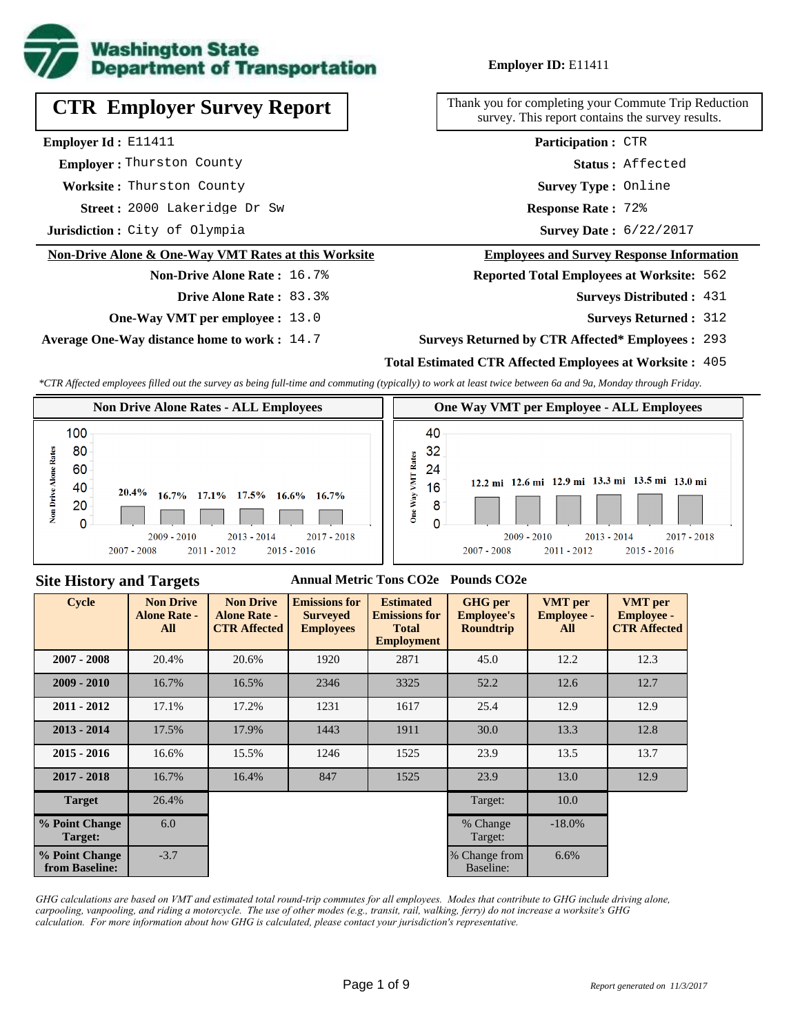Washington State Department of Transportation

**Employer ID:** E11411

# CTR Employer Survey Report

Thank you for completing your Commute Trip Reduction survey. This report contains the survey results.

**Employer Id :** E11411
**Employer :** Thurston County
**Worksite :** Thurston County
**Street :** 2000 Lakeridge Dr Sw
**Jurisdiction :** City of Olympia

**Participation :** CTR
**Status :** Affected
**Survey Type :** Online
**Response Rate :** 72%
**Survey Date :** 6/22/2017

## Non-Drive Alone & One-Way VMT Rates at this Worksite

**Non-Drive Alone Rate :** 16.7%
**Drive Alone Rate :** 83.3%
**One-Way VMT per employee :** 13.0
**Average One-Way distance home to work :** 14.7

## Employees and Survey Response Information

**Reported Total Employees at Worksite:** 562
**Surveys Distributed :** 431
**Surveys Returned :** 312
**Surveys Returned by CTR Affected* Employees :** 293
**Total Estimated CTR Affected Employees at Worksite :** 405

*\*CTR Affected employees filled out the survey as being full-time and commuting (typically) to work at least twice between 6a and 9a, Monday through Friday.*

### Non Drive Alone Rates - ALL Employees

| Cycle | Non Drive Alone Rate |
|---|---|
| 2007 - 2008 | 20.4% |
| 2009 - 2010 | 16.7% |
| 2011 - 2012 | 17.1% |
| 2013 - 2014 | 17.5% |
| 2015 - 2016 | 16.6% |
| 2017 - 2018 | 16.7% |

### One Way VMT per Employee - ALL Employees

| Cycle | One Way VMT |
|---|---|
| 2007 - 2008 | 12.2 mi |
| 2009 - 2010 | 12.6 mi |
| 2011 - 2012 | 12.9 mi |
| 2013 - 2014 | 13.3 mi |
| 2015 - 2016 | 13.5 mi |
| 2017 - 2018 | 13.0 mi |

## Site History and Targets

| Cycle | Non Drive Alone Rate - All | Non Drive Alone Rate - CTR Affected | Emissions for Surveyed Employees (Annual Metric Tons CO2e) | Estimated Emissions for Total Employment (Annual Metric Tons CO2e) | GHG per Employee's Roundtrip (Pounds CO2e) | VMT per Employee - All | VMT per Employee - CTR Affected |
|---|---|---|---|---|---|---|---|
| 2007 - 2008 | 20.4% | 20.6% | 1920 | 2871 | 45.0 | 12.2 | 12.3 |
| 2009 - 2010 | 16.7% | 16.5% | 2346 | 3325 | 52.2 | 12.6 | 12.7 |
| 2011 - 2012 | 17.1% | 17.2% | 1231 | 1617 | 25.4 | 12.9 | 12.9 |
| 2013 - 2014 | 17.5% | 17.9% | 1443 | 1911 | 30.0 | 13.3 | 12.8 |
| 2015 - 2016 | 16.6% | 15.5% | 1246 | 1525 | 23.9 | 13.5 | 13.7 |
| 2017 - 2018 | 16.7% | 16.4% | 847 | 1525 | 23.9 | 13.0 | 12.9 |
| Target | 26.4% | | | | Target: | 10.0 | |
| % Point Change Target: | 6.0 | | | | % Change Target: | -18.0% | |
| % Point Change from Baseline: | -3.7 | | | | % Change from Baseline: | 6.6% | |

*GHG calculations are based on VMT and estimated total round-trip commutes for all employees. Modes that contribute to GHG include driving alone, carpooling, vanpooling, and riding a motorcycle. The use of other modes (e.g., transit, rail, walking, ferry) do not increase a worksite's GHG calculation. For more information about how GHG is calculated, please contact your jurisdiction's representative.*

*Report generated on 11/3/2017*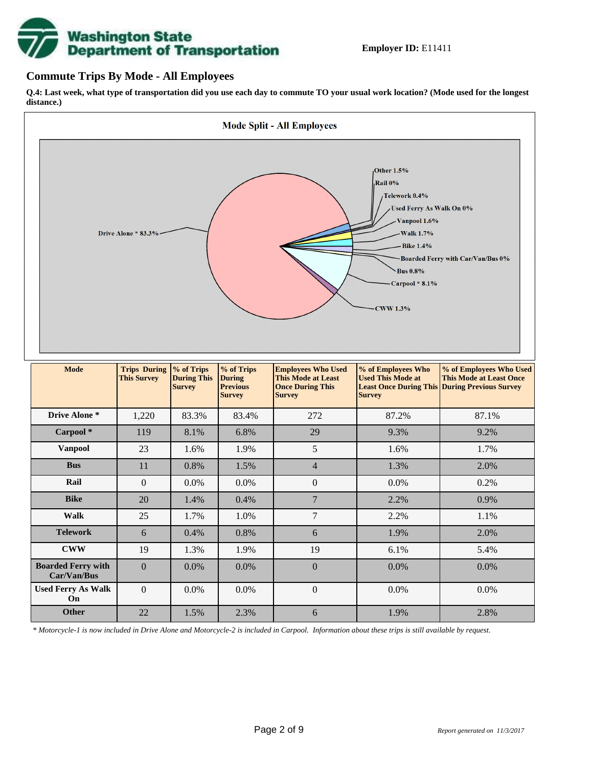**Employer ID:** E11411

## Commute Trips By Mode - All Employees

**Q.4: Last week, what type of transportation did you use each day to commute TO your usual work location? (Mode used for the longest distance.)**

| Mode | Trips During This Survey | % of Trips During This Survey | % of Trips During Previous Survey | Employees Who Used This Mode at Least Once During This Survey | % of Employees Who Used This Mode at Least Once During This Survey | % of Employees Who Used This Mode at Least Once During Previous Survey |
|---|---|---|---|---|---|---|
| Drive Alone * | 1,220 | 83.3% | 83.4% | 272 | 87.2% | 87.1% |
| Carpool * | 119 | 8.1% | 6.8% | 29 | 9.3% | 9.2% |
| Vanpool | 23 | 1.6% | 1.9% | 5 | 1.6% | 1.7% |
| Bus | 11 | 0.8% | 1.5% | 4 | 1.3% | 2.0% |
| Rail | 0 | 0.0% | 0.0% | 0 | 0.0% | 0.2% |
| Bike | 20 | 1.4% | 0.4% | 7 | 2.2% | 0.9% |
| Walk | 25 | 1.7% | 1.0% | 7 | 2.2% | 1.1% |
| Telework | 6 | 0.4% | 0.8% | 6 | 1.9% | 2.0% |
| CWW | 19 | 1.3% | 1.9% | 19 | 6.1% | 5.4% |
| Boarded Ferry with Car/Van/Bus | 0 | 0.0% | 0.0% | 0 | 0.0% | 0.0% |
| Used Ferry As Walk On | 0 | 0.0% | 0.0% | 0 | 0.0% | 0.0% |
| Other | 22 | 1.5% | 2.3% | 6 | 1.9% | 2.8% |

*\* Motorcycle-1 is now included in Drive Alone and Motorcycle-2 is included in Carpool. Information about these trips is still available by request.*

*Report generated on 11/3/2017*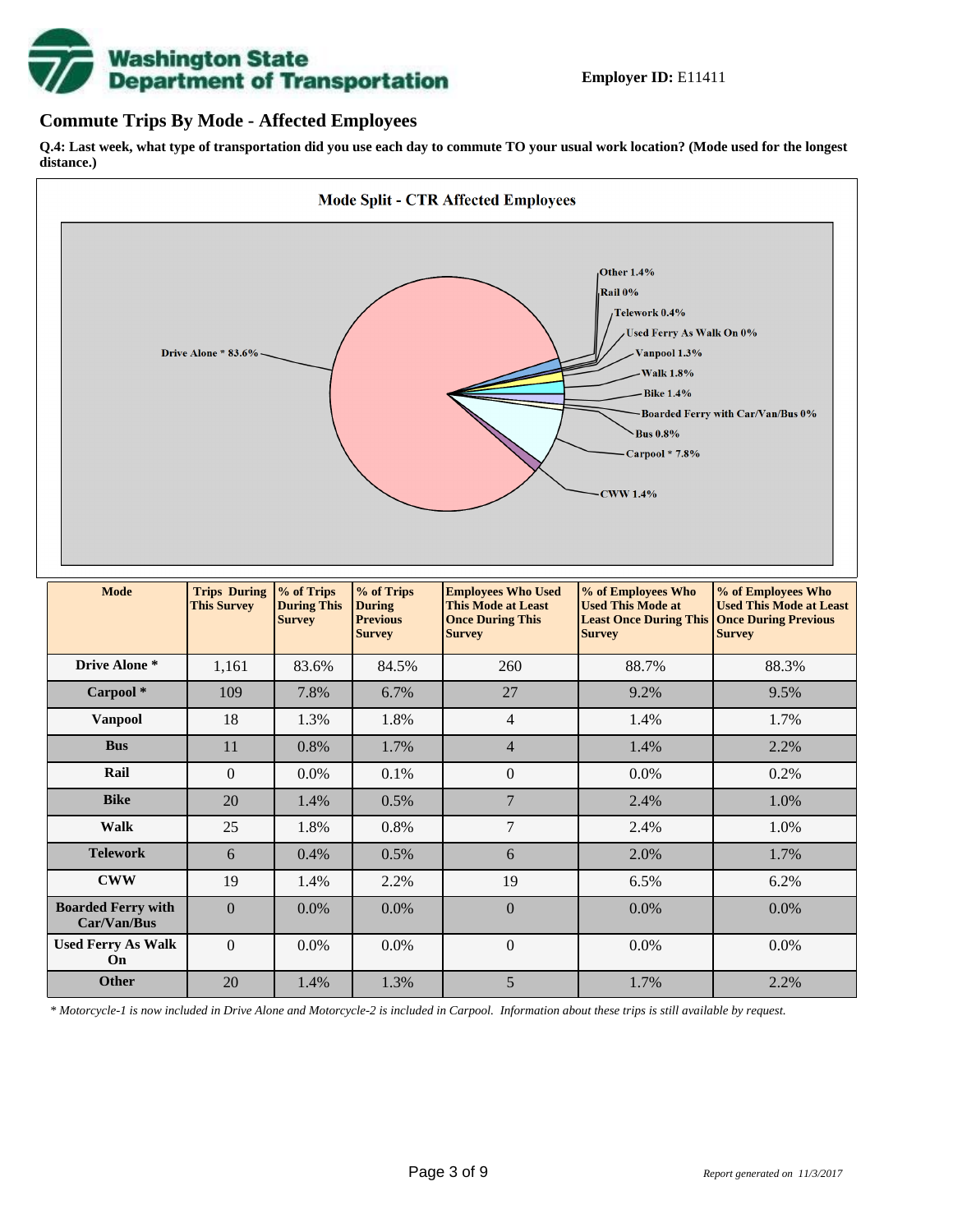Washington State Department of Transportation

**Employer ID:** E11411

## Commute Trips By Mode - Affected Employees

**Q.4: Last week, what type of transportation did you use each day to commute TO your usual work location? (Mode used for the longest distance.)**

**Mode Split - CTR Affected Employees**

Drive Alone * 83.6%, Other 1.4%, Rail 0%, Telework 0.4%, Used Ferry As Walk On 0%, Vanpool 1.3%, Walk 1.8%, Bike 1.4%, Boarded Ferry with Car/Van/Bus 0%, Bus 0.8%, Carpool * 7.8%, CWW 1.4%

| Mode | Trips During This Survey | % of Trips During This Survey | % of Trips During Previous Survey | Employees Who Used This Mode at Least Once During This Survey | % of Employees Who Used This Mode at Least Once During This Survey | % of Employees Who Used This Mode at Least Once During Previous Survey |
|---|---|---|---|---|---|---|
| Drive Alone * | 1,161 | 83.6% | 84.5% | 260 | 88.7% | 88.3% |
| Carpool * | 109 | 7.8% | 6.7% | 27 | 9.2% | 9.5% |
| Vanpool | 18 | 1.3% | 1.8% | 4 | 1.4% | 1.7% |
| Bus | 11 | 0.8% | 1.7% | 4 | 1.4% | 2.2% |
| Rail | 0 | 0.0% | 0.1% | 0 | 0.0% | 0.2% |
| Bike | 20 | 1.4% | 0.5% | 7 | 2.4% | 1.0% |
| Walk | 25 | 1.8% | 0.8% | 7 | 2.4% | 1.0% |
| Telework | 6 | 0.4% | 0.5% | 6 | 2.0% | 1.7% |
| CWW | 19 | 1.4% | 2.2% | 19 | 6.5% | 6.2% |
| Boarded Ferry with Car/Van/Bus | 0 | 0.0% | 0.0% | 0 | 0.0% | 0.0% |
| Used Ferry As Walk On | 0 | 0.0% | 0.0% | 0 | 0.0% | 0.0% |
| Other | 20 | 1.4% | 1.3% | 5 | 1.7% | 2.2% |

*\* Motorcycle-1 is now included in Drive Alone and Motorcycle-2 is included in Carpool. Information about these trips is still available by request.*

*Report generated on 11/3/2017*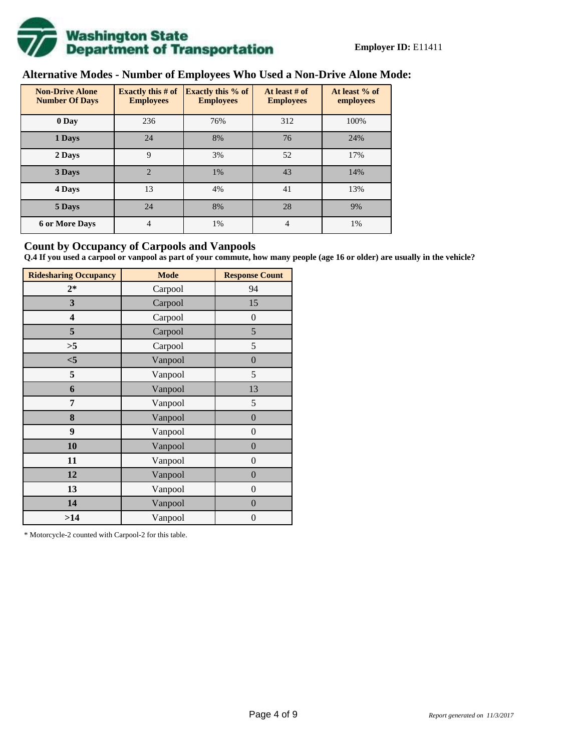**Employer ID:** E11411

## Alternative Modes - Number of Employees Who Used a Non-Drive Alone Mode:

| Non-Drive Alone Number Of Days | Exactly this # of Employees | Exactly this % of Employees | At least # of Employees | At least % of employees |
|---|---|---|---|---|
| **0 Day** | 236 | 76% | 312 | 100% |
| **1 Days** | 24 | 8% | 76 | 24% |
| **2 Days** | 9 | 3% | 52 | 17% |
| **3 Days** | 2 | 1% | 43 | 14% |
| **4 Days** | 13 | 4% | 41 | 13% |
| **5 Days** | 24 | 8% | 28 | 9% |
| **6 or More Days** | 4 | 1% | 4 | 1% |

## Count by Occupancy of Carpools and Vanpools

**Q.4 If you used a carpool or vanpool as part of your commute, how many people (age 16 or older) are usually in the vehicle?**

| Ridesharing Occupancy | Mode | Response Count |
|---|---|---|
| **2*** | Carpool | 94 |
| **3** | Carpool | 15 |
| **4** | Carpool | 0 |
| **5** | Carpool | 5 |
| **>5** | Carpool | 5 |
| **<5** | Vanpool | 0 |
| **5** | Vanpool | 5 |
| **6** | Vanpool | 13 |
| **7** | Vanpool | 5 |
| **8** | Vanpool | 0 |
| **9** | Vanpool | 0 |
| **10** | Vanpool | 0 |
| **11** | Vanpool | 0 |
| **12** | Vanpool | 0 |
| **13** | Vanpool | 0 |
| **14** | Vanpool | 0 |
| **>14** | Vanpool | 0 |

* Motorcycle-2 counted with Carpool-2 for this table.

*Report generated on 11/3/2017*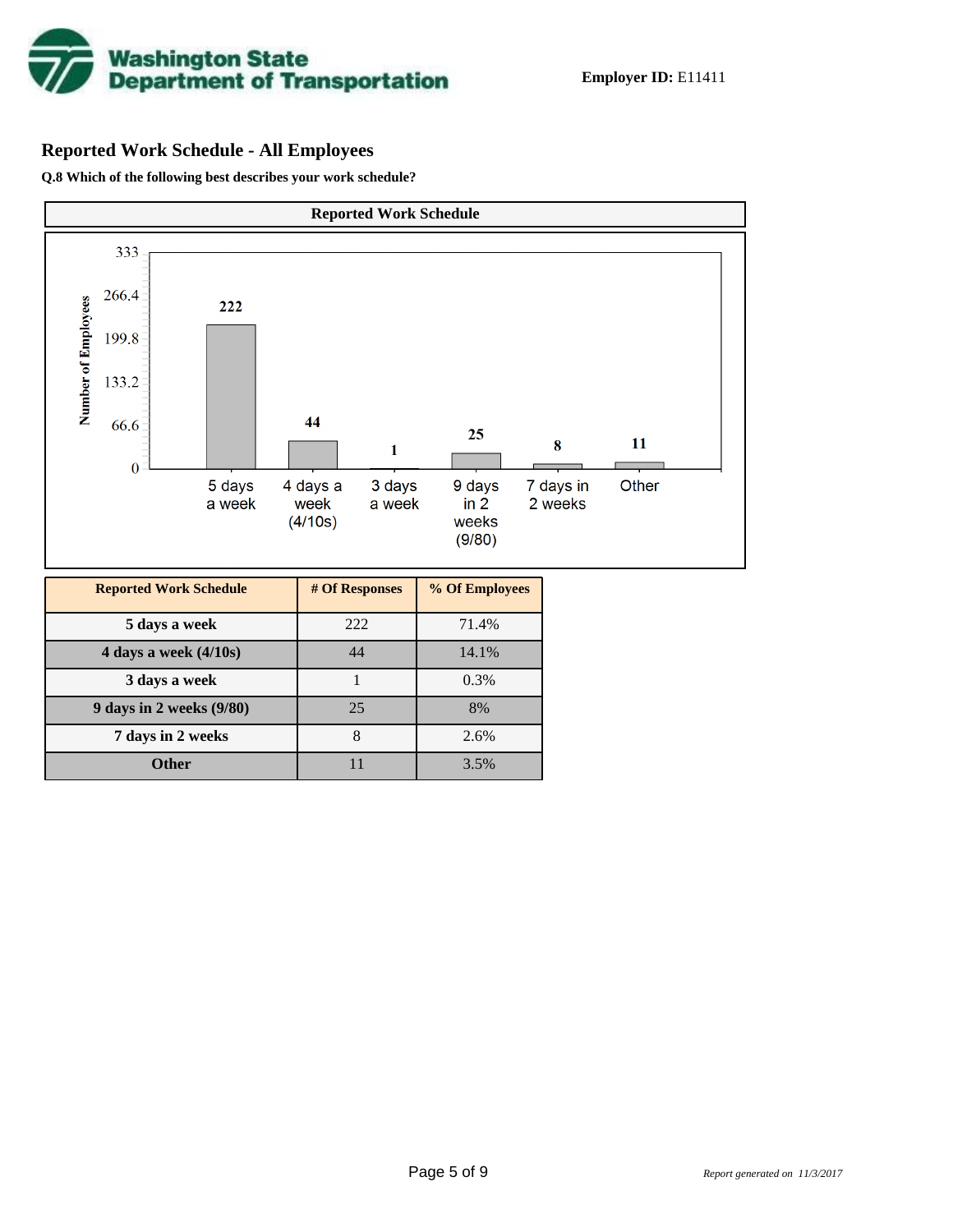Washington State Department of Transportation

**Employer ID:** E11411

## Reported Work Schedule - All Employees

**Q.8 Which of the following best describes your work schedule?**

**Reported Work Schedule**

| Reported Work Schedule | # Of Responses | % Of Employees |
|---|---|---|
| 5 days a week | 222 | 71.4% |
| 4 days a week (4/10s) | 44 | 14.1% |
| 3 days a week | 1 | 0.3% |
| 9 days in 2 weeks (9/80) | 25 | 8% |
| 7 days in 2 weeks | 8 | 2.6% |
| Other | 11 | 3.5% |

*Report generated on 11/3/2017*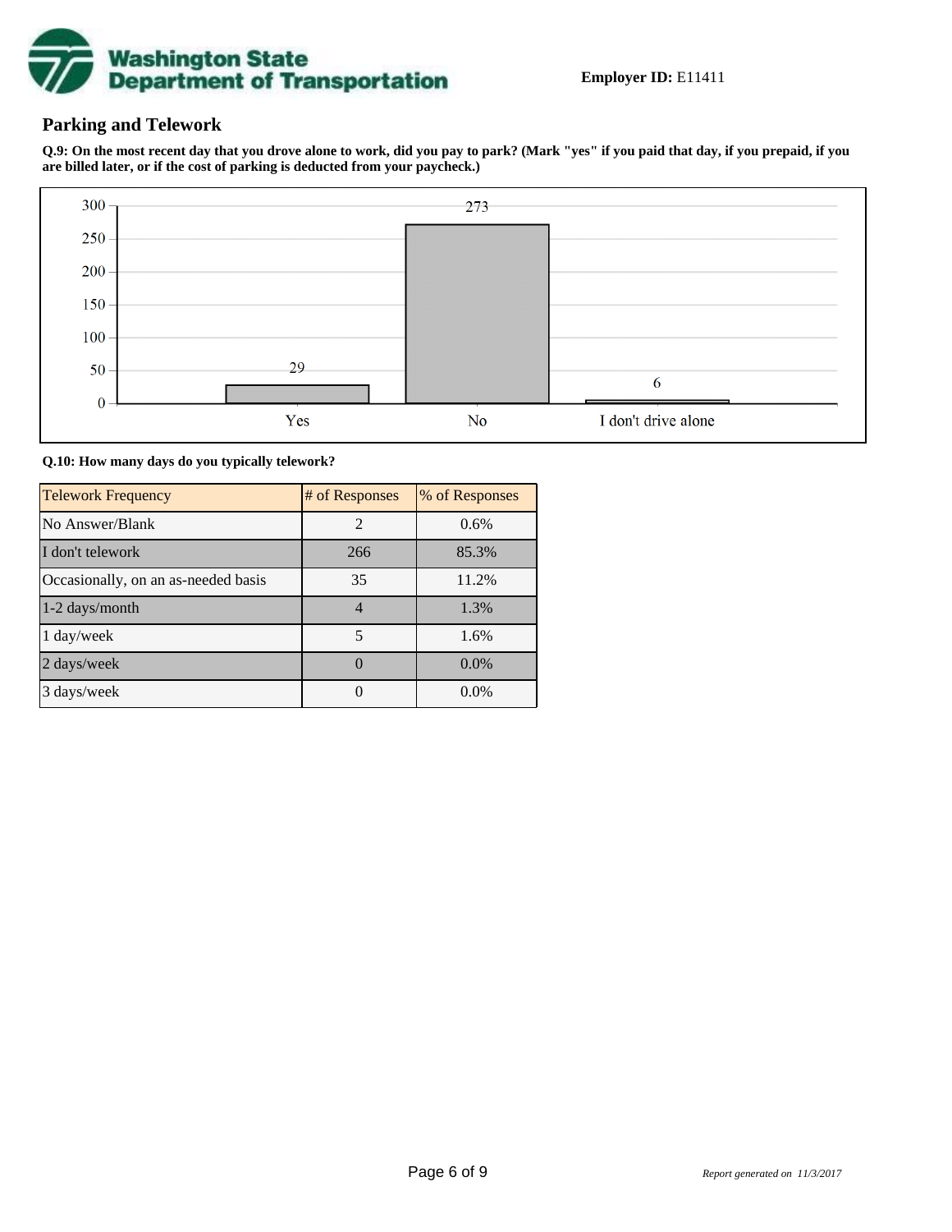**Employer ID:** E11411

## Parking and Telework

**Q.9: On the most recent day that you drove alone to work, did you pay to park? (Mark "yes" if you paid that day, if you prepaid, if you are billed later, or if the cost of parking is deducted from your paycheck.)**

| Response | # of Responses |
|---|---|
| Yes | 29 |
| No | 273 |
| I don't drive alone | 6 |

**Q.10: How many days do you typically telework?**

| Telework Frequency | # of Responses | % of Responses |
|---|---|---|
| No Answer/Blank | 2 | 0.6% |
| I don't telework | 266 | 85.3% |
| Occasionally, on an as-needed basis | 35 | 11.2% |
| 1-2 days/month | 4 | 1.3% |
| 1 day/week | 5 | 1.6% |
| 2 days/week | 0 | 0.0% |
| 3 days/week | 0 | 0.0% |

*Report generated on 11/3/2017*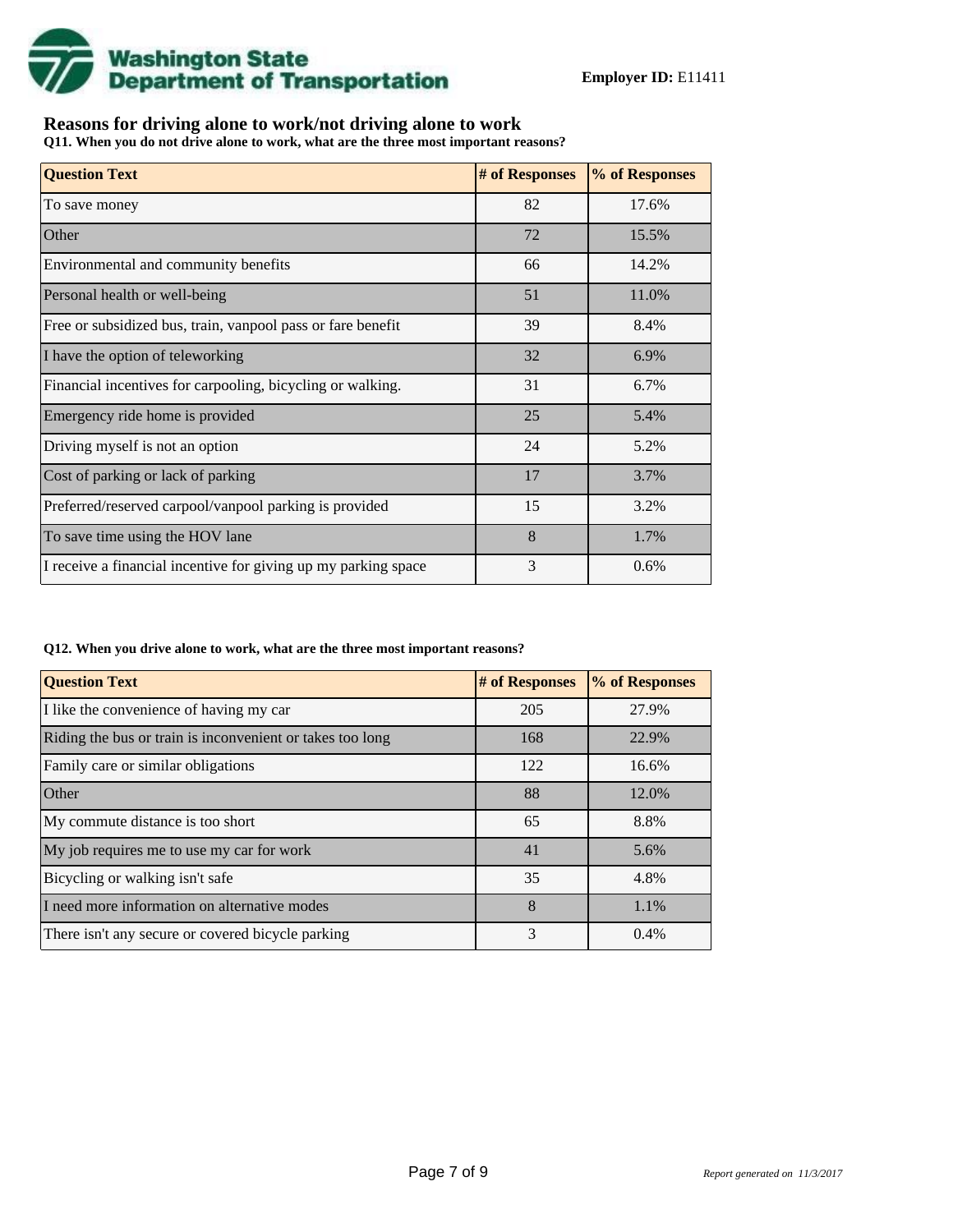**Employer ID:** E11411

## Reasons for driving alone to work/not driving alone to work

**Q11. When you do not drive alone to work, what are the three most important reasons?**

| Question Text | # of Responses | % of Responses |
| --- | --- | --- |
| To save money | 82 | 17.6% |
| Other | 72 | 15.5% |
| Environmental and community benefits | 66 | 14.2% |
| Personal health or well-being | 51 | 11.0% |
| Free or subsidized bus, train, vanpool pass or fare benefit | 39 | 8.4% |
| I have the option of teleworking | 32 | 6.9% |
| Financial incentives for carpooling, bicycling or walking. | 31 | 6.7% |
| Emergency ride home is provided | 25 | 5.4% |
| Driving myself is not an option | 24 | 5.2% |
| Cost of parking or lack of parking | 17 | 3.7% |
| Preferred/reserved carpool/vanpool parking is provided | 15 | 3.2% |
| To save time using the HOV lane | 8 | 1.7% |
| I receive a financial incentive for giving up my parking space | 3 | 0.6% |

**Q12. When you drive alone to work, what are the three most important reasons?**

| Question Text | # of Responses | % of Responses |
| --- | --- | --- |
| I like the convenience of having my car | 205 | 27.9% |
| Riding the bus or train is inconvenient or takes too long | 168 | 22.9% |
| Family care or similar obligations | 122 | 16.6% |
| Other | 88 | 12.0% |
| My commute distance is too short | 65 | 8.8% |
| My job requires me to use my car for work | 41 | 5.6% |
| Bicycling or walking isn't safe | 35 | 4.8% |
| I need more information on alternative modes | 8 | 1.1% |
| There isn't any secure or covered bicycle parking | 3 | 0.4% |

*Report generated on 11/3/2017*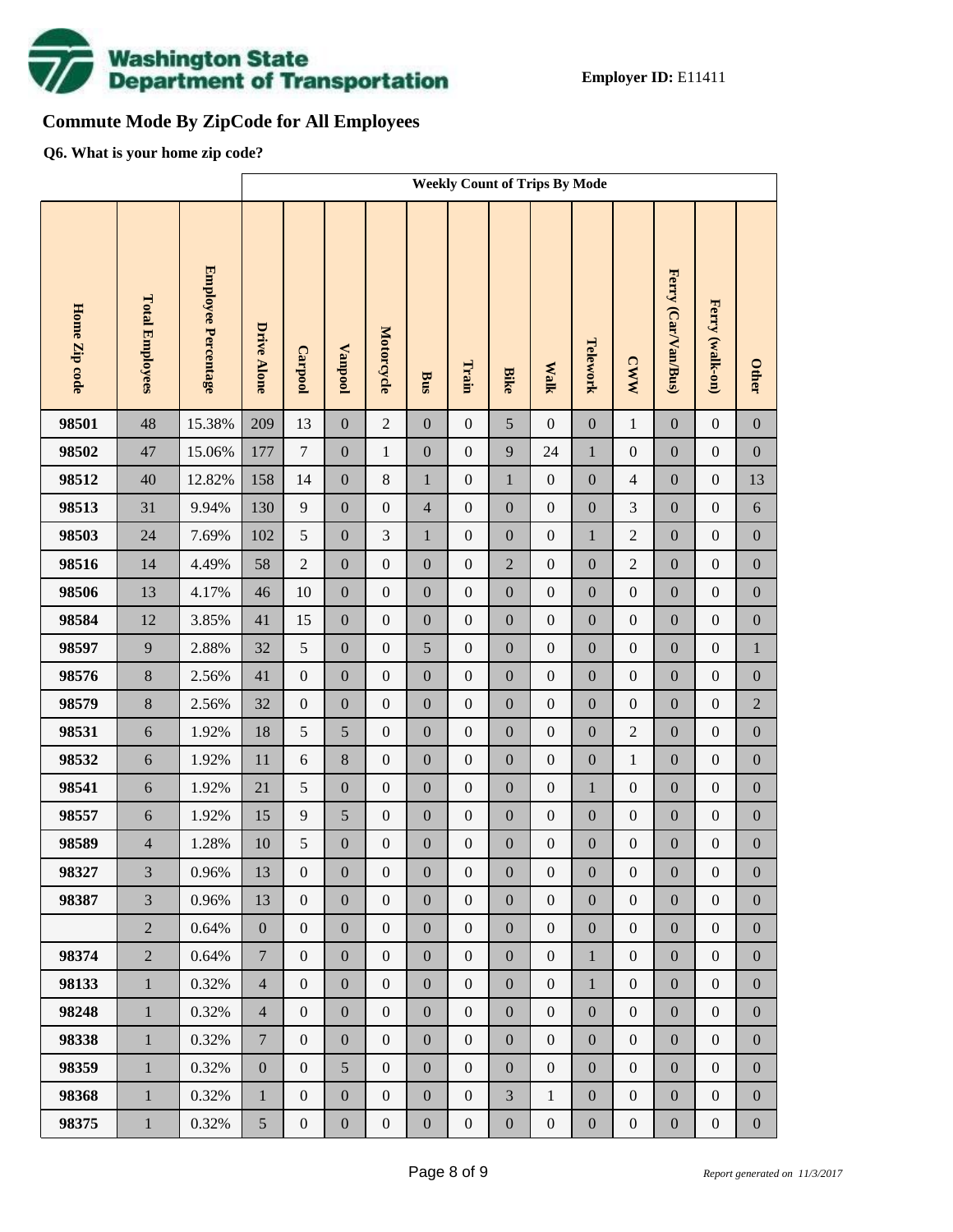**Employer ID:** E11411

## Commute Mode By ZipCode for All Employees

**Q6. What is your home zip code?**

| | | | Weekly Count of Trips By Mode | | | | | | | | | | | | |
|---|---|---|---|---|---|---|---|---|---|---|---|---|---|---|---|
| Home Zip code | Total Employees | Employee Percentage | Drive Alone | Carpool | Vanpool | Motorcycle | Bus | Train | Bike | Walk | Telework | CWW | Ferry (Car/Van/Bus) | Ferry (walk-on) | Other |
| 98501 | 48 | 15.38% | 209 | 13 | 0 | 2 | 0 | 0 | 5 | 0 | 0 | 1 | 0 | 0 | 0 |
| 98502 | 47 | 15.06% | 177 | 7 | 0 | 1 | 0 | 0 | 9 | 24 | 1 | 0 | 0 | 0 | 0 |
| 98512 | 40 | 12.82% | 158 | 14 | 0 | 8 | 1 | 0 | 1 | 0 | 0 | 4 | 0 | 0 | 13 |
| 98513 | 31 | 9.94% | 130 | 9 | 0 | 0 | 4 | 0 | 0 | 0 | 0 | 3 | 0 | 0 | 6 |
| 98503 | 24 | 7.69% | 102 | 5 | 0 | 3 | 1 | 0 | 0 | 0 | 1 | 2 | 0 | 0 | 0 |
| 98516 | 14 | 4.49% | 58 | 2 | 0 | 0 | 0 | 0 | 2 | 0 | 0 | 2 | 0 | 0 | 0 |
| 98506 | 13 | 4.17% | 46 | 10 | 0 | 0 | 0 | 0 | 0 | 0 | 0 | 0 | 0 | 0 | 0 |
| 98584 | 12 | 3.85% | 41 | 15 | 0 | 0 | 0 | 0 | 0 | 0 | 0 | 0 | 0 | 0 | 0 |
| 98597 | 9 | 2.88% | 32 | 5 | 0 | 0 | 5 | 0 | 0 | 0 | 0 | 0 | 0 | 0 | 1 |
| 98576 | 8 | 2.56% | 41 | 0 | 0 | 0 | 0 | 0 | 0 | 0 | 0 | 0 | 0 | 0 | 0 |
| 98579 | 8 | 2.56% | 32 | 0 | 0 | 0 | 0 | 0 | 0 | 0 | 0 | 0 | 0 | 0 | 2 |
| 98531 | 6 | 1.92% | 18 | 5 | 5 | 0 | 0 | 0 | 0 | 0 | 0 | 2 | 0 | 0 | 0 |
| 98532 | 6 | 1.92% | 11 | 6 | 8 | 0 | 0 | 0 | 0 | 0 | 0 | 1 | 0 | 0 | 0 |
| 98541 | 6 | 1.92% | 21 | 5 | 0 | 0 | 0 | 0 | 0 | 0 | 1 | 0 | 0 | 0 | 0 |
| 98557 | 6 | 1.92% | 15 | 9 | 5 | 0 | 0 | 0 | 0 | 0 | 0 | 0 | 0 | 0 | 0 |
| 98589 | 4 | 1.28% | 10 | 5 | 0 | 0 | 0 | 0 | 0 | 0 | 0 | 0 | 0 | 0 | 0 |
| 98327 | 3 | 0.96% | 13 | 0 | 0 | 0 | 0 | 0 | 0 | 0 | 0 | 0 | 0 | 0 | 0 |
| 98387 | 3 | 0.96% | 13 | 0 | 0 | 0 | 0 | 0 | 0 | 0 | 0 | 0 | 0 | 0 | 0 |
| | 2 | 0.64% | 0 | 0 | 0 | 0 | 0 | 0 | 0 | 0 | 0 | 0 | 0 | 0 | 0 |
| 98374 | 2 | 0.64% | 7 | 0 | 0 | 0 | 0 | 0 | 0 | 0 | 1 | 0 | 0 | 0 | 0 |
| 98133 | 1 | 0.32% | 4 | 0 | 0 | 0 | 0 | 0 | 0 | 0 | 1 | 0 | 0 | 0 | 0 |
| 98248 | 1 | 0.32% | 4 | 0 | 0 | 0 | 0 | 0 | 0 | 0 | 0 | 0 | 0 | 0 | 0 |
| 98338 | 1 | 0.32% | 7 | 0 | 0 | 0 | 0 | 0 | 0 | 0 | 0 | 0 | 0 | 0 | 0 |
| 98359 | 1 | 0.32% | 0 | 0 | 5 | 0 | 0 | 0 | 0 | 0 | 0 | 0 | 0 | 0 | 0 |
| 98368 | 1 | 0.32% | 1 | 0 | 0 | 0 | 0 | 0 | 3 | 1 | 0 | 0 | 0 | 0 | 0 |
| 98375 | 1 | 0.32% | 5 | 0 | 0 | 0 | 0 | 0 | 0 | 0 | 0 | 0 | 0 | 0 | 0 |

*Report generated on 11/3/2017*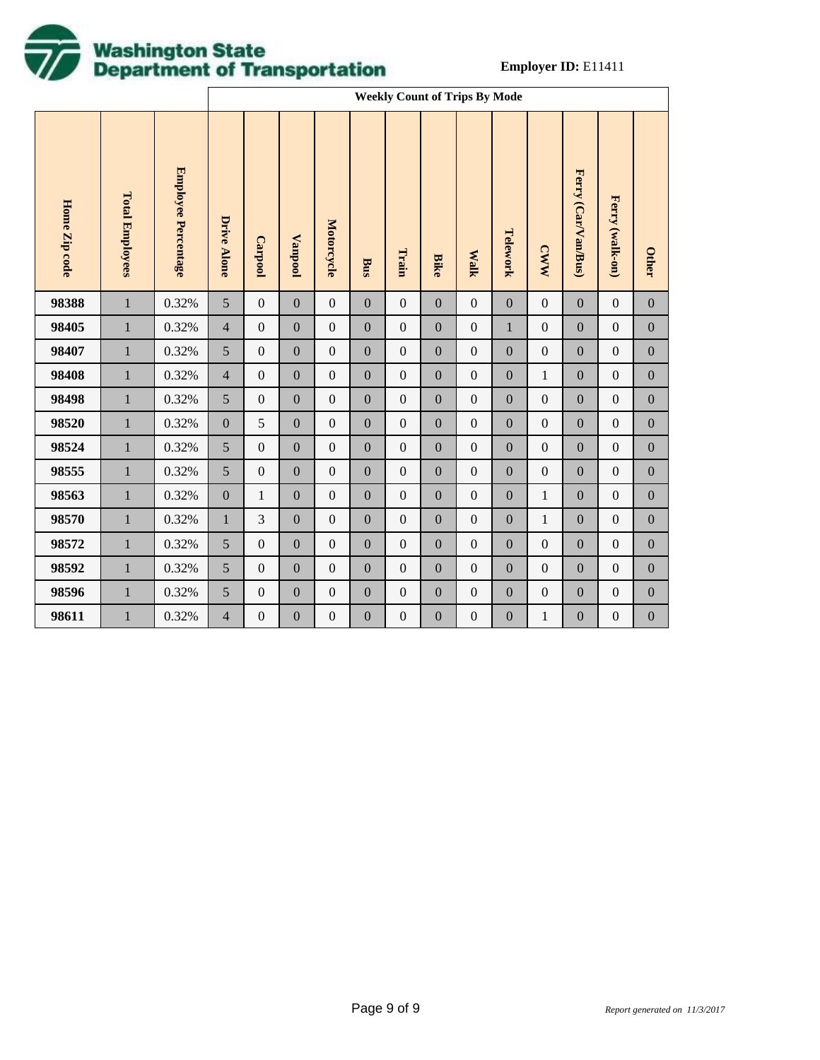# Washington State Department of Transportation

**Employer ID:** E11411

| Home Zip code | Total Employees | Employee Percentage | Weekly Count of Trips By Mode | | | | | | | | | | | | |
|---|---|---|---|---|---|---|---|---|---|---|---|---|---|---|---|
| | | | Drive Alone | Carpool | Vanpool | Motorcycle | Bus | Train | Bike | Walk | Telework | CWW | Ferry (Car/Van/Bus) | Ferry (walk-on) | Other |
| **98388** | 1 | 0.32% | 5 | 0 | 0 | 0 | 0 | 0 | 0 | 0 | 0 | 0 | 0 | 0 | 0 |
| **98405** | 1 | 0.32% | 4 | 0 | 0 | 0 | 0 | 0 | 0 | 0 | 1 | 0 | 0 | 0 | 0 |
| **98407** | 1 | 0.32% | 5 | 0 | 0 | 0 | 0 | 0 | 0 | 0 | 0 | 0 | 0 | 0 | 0 |
| **98408** | 1 | 0.32% | 4 | 0 | 0 | 0 | 0 | 0 | 0 | 0 | 0 | 1 | 0 | 0 | 0 |
| **98498** | 1 | 0.32% | 5 | 0 | 0 | 0 | 0 | 0 | 0 | 0 | 0 | 0 | 0 | 0 | 0 |
| **98520** | 1 | 0.32% | 0 | 5 | 0 | 0 | 0 | 0 | 0 | 0 | 0 | 0 | 0 | 0 | 0 |
| **98524** | 1 | 0.32% | 5 | 0 | 0 | 0 | 0 | 0 | 0 | 0 | 0 | 0 | 0 | 0 | 0 |
| **98555** | 1 | 0.32% | 5 | 0 | 0 | 0 | 0 | 0 | 0 | 0 | 0 | 0 | 0 | 0 | 0 |
| **98563** | 1 | 0.32% | 0 | 1 | 0 | 0 | 0 | 0 | 0 | 0 | 0 | 1 | 0 | 0 | 0 |
| **98570** | 1 | 0.32% | 1 | 3 | 0 | 0 | 0 | 0 | 0 | 0 | 0 | 1 | 0 | 0 | 0 |
| **98572** | 1 | 0.32% | 5 | 0 | 0 | 0 | 0 | 0 | 0 | 0 | 0 | 0 | 0 | 0 | 0 |
| **98592** | 1 | 0.32% | 5 | 0 | 0 | 0 | 0 | 0 | 0 | 0 | 0 | 0 | 0 | 0 | 0 |
| **98596** | 1 | 0.32% | 5 | 0 | 0 | 0 | 0 | 0 | 0 | 0 | 0 | 0 | 0 | 0 | 0 |
| **98611** | 1 | 0.32% | 4 | 0 | 0 | 0 | 0 | 0 | 0 | 0 | 0 | 1 | 0 | 0 | 0 |

*Report generated on 11/3/2017*